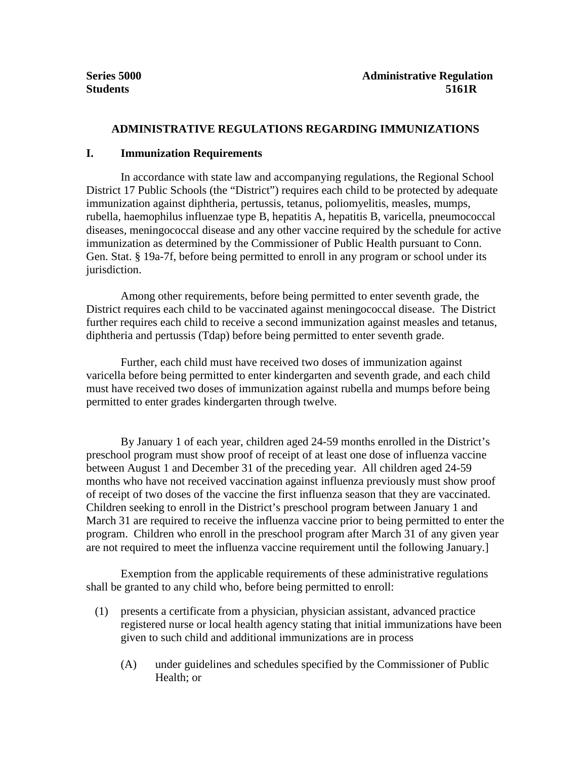**Series 5000** **Administrative Regulation**
**Students** **5161R**

## ADMINISTRATIVE REGULATIONS REGARDING IMMUNIZATIONS

### I. Immunization Requirements

In accordance with state law and accompanying regulations, the Regional School District 17 Public Schools (the "District") requires each child to be protected by adequate immunization against diphtheria, pertussis, tetanus, poliomyelitis, measles, mumps, rubella, haemophilus influenzae type B, hepatitis A, hepatitis B, varicella, pneumococcal diseases, meningococcal disease and any other vaccine required by the schedule for active immunization as determined by the Commissioner of Public Health pursuant to Conn. Gen. Stat. § 19a-7f, before being permitted to enroll in any program or school under its jurisdiction.

Among other requirements, before being permitted to enter seventh grade, the District requires each child to be vaccinated against meningococcal disease. The District further requires each child to receive a second immunization against measles and tetanus, diphtheria and pertussis (Tdap) before being permitted to enter seventh grade.

Further, each child must have received two doses of immunization against varicella before being permitted to enter kindergarten and seventh grade, and each child must have received two doses of immunization against rubella and mumps before being permitted to enter grades kindergarten through twelve.

By January 1 of each year, children aged 24-59 months enrolled in the District's preschool program must show proof of receipt of at least one dose of influenza vaccine between August 1 and December 31 of the preceding year. All children aged 24-59 months who have not received vaccination against influenza previously must show proof of receipt of two doses of the vaccine the first influenza season that they are vaccinated. Children seeking to enroll in the District's preschool program between January 1 and March 31 are required to receive the influenza vaccine prior to being permitted to enter the program. Children who enroll in the preschool program after March 31 of any given year are not required to meet the influenza vaccine requirement until the following January.]

Exemption from the applicable requirements of these administrative regulations shall be granted to any child who, before being permitted to enroll:

(1) presents a certificate from a physician, physician assistant, advanced practice registered nurse or local health agency stating that initial immunizations have been given to such child and additional immunizations are in process

   (A) under guidelines and schedules specified by the Commissioner of Public Health; or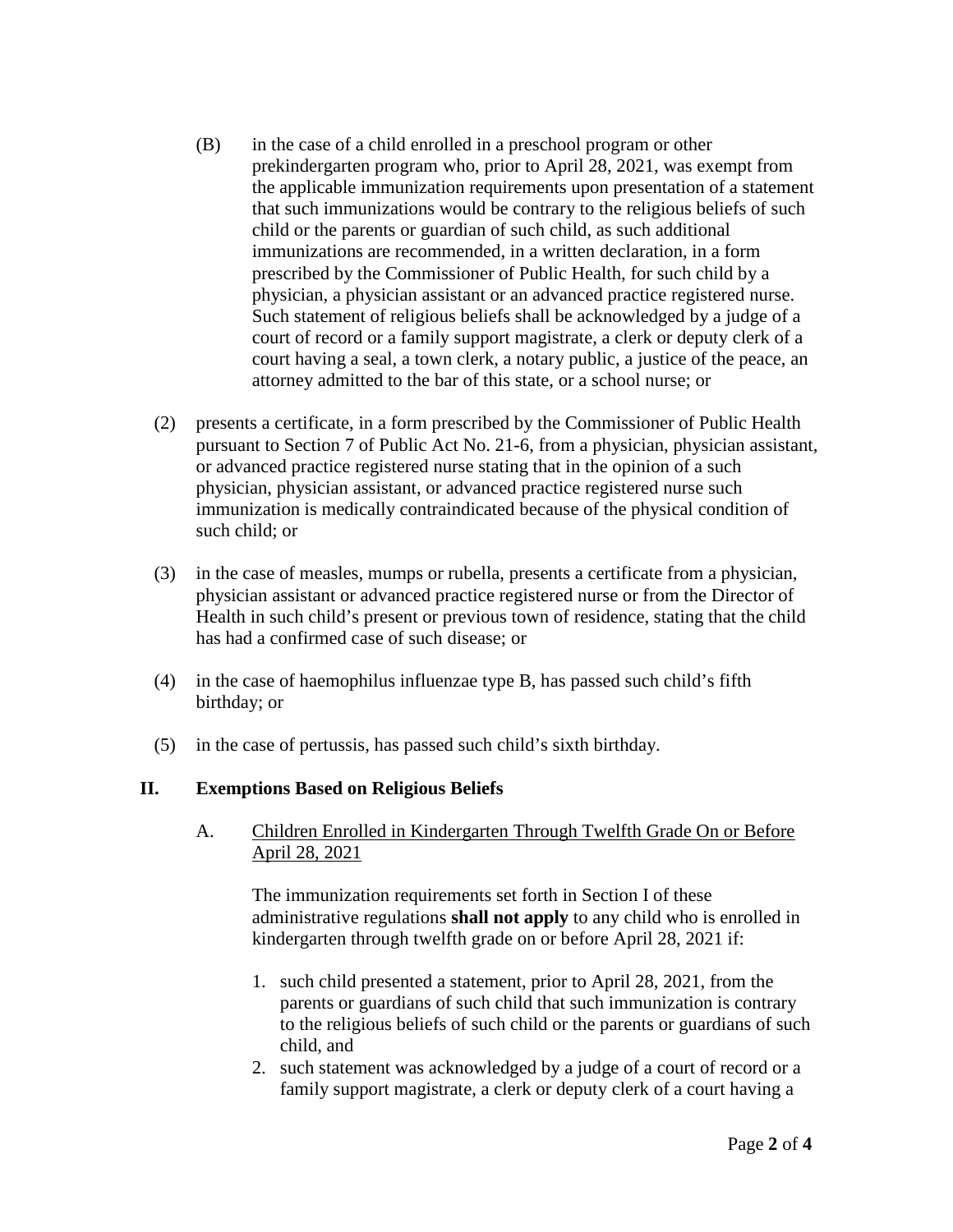(B) in the case of a child enrolled in a preschool program or other prekindergarten program who, prior to April 28, 2021, was exempt from the applicable immunization requirements upon presentation of a statement that such immunizations would be contrary to the religious beliefs of such child or the parents or guardian of such child, as such additional immunizations are recommended, in a written declaration, in a form prescribed by the Commissioner of Public Health, for such child by a physician, a physician assistant or an advanced practice registered nurse. Such statement of religious beliefs shall be acknowledged by a judge of a court of record or a family support magistrate, a clerk or deputy clerk of a court having a seal, a town clerk, a notary public, a justice of the peace, an attorney admitted to the bar of this state, or a school nurse; or

(2) presents a certificate, in a form prescribed by the Commissioner of Public Health pursuant to Section 7 of Public Act No. 21-6, from a physician, physician assistant, or advanced practice registered nurse stating that in the opinion of a such physician, physician assistant, or advanced practice registered nurse such immunization is medically contraindicated because of the physical condition of such child; or

(3) in the case of measles, mumps or rubella, presents a certificate from a physician, physician assistant or advanced practice registered nurse or from the Director of Health in such child's present or previous town of residence, stating that the child has had a confirmed case of such disease; or

(4) in the case of haemophilus influenzae type B, has passed such child's fifth birthday; or

(5) in the case of pertussis, has passed such child's sixth birthday.

## II. Exemptions Based on Religious Beliefs

### A. <u>Children Enrolled in Kindergarten Through Twelfth Grade On or Before April 28, 2021</u>

The immunization requirements set forth in Section I of these administrative regulations **shall not apply** to any child who is enrolled in kindergarten through twelfth grade on or before April 28, 2021 if:

1. such child presented a statement, prior to April 28, 2021, from the parents or guardians of such child that such immunization is contrary to the religious beliefs of such child or the parents or guardians of such child, and
2. such statement was acknowledged by a judge of a court of record or a family support magistrate, a clerk or deputy clerk of a court having a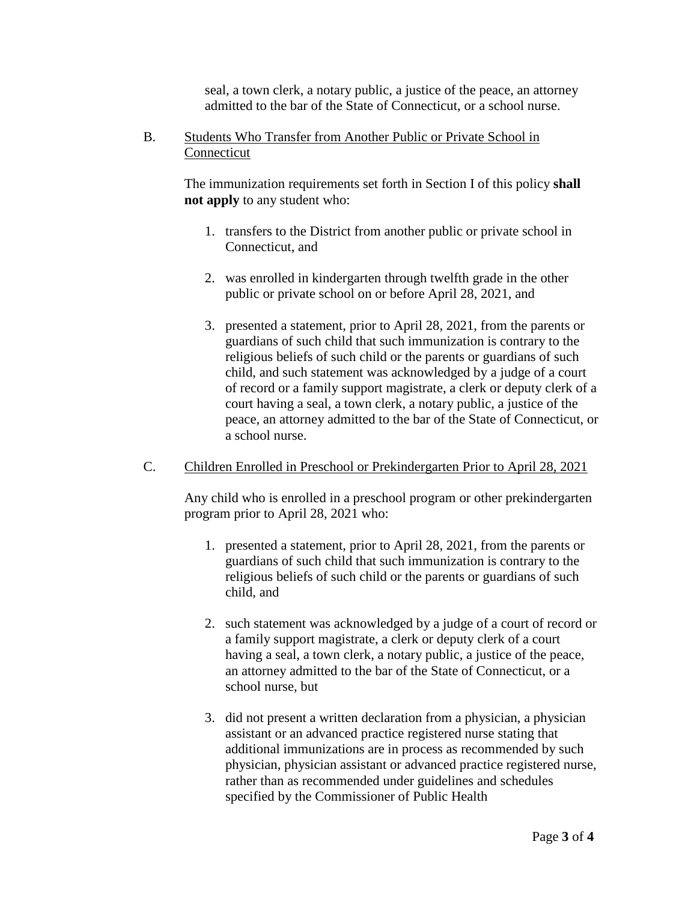seal, a town clerk, a notary public, a justice of the peace, an attorney admitted to the bar of the State of Connecticut, or a school nurse.

B. Students Who Transfer from Another Public or Private School in Connecticut

The immunization requirements set forth in Section I of this policy **shall not apply** to any student who:

1. transfers to the District from another public or private school in Connecticut, and
2. was enrolled in kindergarten through twelfth grade in the other public or private school on or before April 28, 2021, and
3. presented a statement, prior to April 28, 2021, from the parents or guardians of such child that such immunization is contrary to the religious beliefs of such child or the parents or guardians of such child, and such statement was acknowledged by a judge of a court of record or a family support magistrate, a clerk or deputy clerk of a court having a seal, a town clerk, a notary public, a justice of the peace, an attorney admitted to the bar of the State of Connecticut, or a school nurse.

C. Children Enrolled in Preschool or Prekindergarten Prior to April 28, 2021

Any child who is enrolled in a preschool program or other prekindergarten program prior to April 28, 2021 who:

1. presented a statement, prior to April 28, 2021, from the parents or guardians of such child that such immunization is contrary to the religious beliefs of such child or the parents or guardians of such child, and
2. such statement was acknowledged by a judge of a court of record or a family support magistrate, a clerk or deputy clerk of a court having a seal, a town clerk, a notary public, a justice of the peace, an attorney admitted to the bar of the State of Connecticut, or a school nurse, but
3. did not present a written declaration from a physician, a physician assistant or an advanced practice registered nurse stating that additional immunizations are in process as recommended by such physician, physician assistant or advanced practice registered nurse, rather than as recommended under guidelines and schedules specified by the Commissioner of Public Health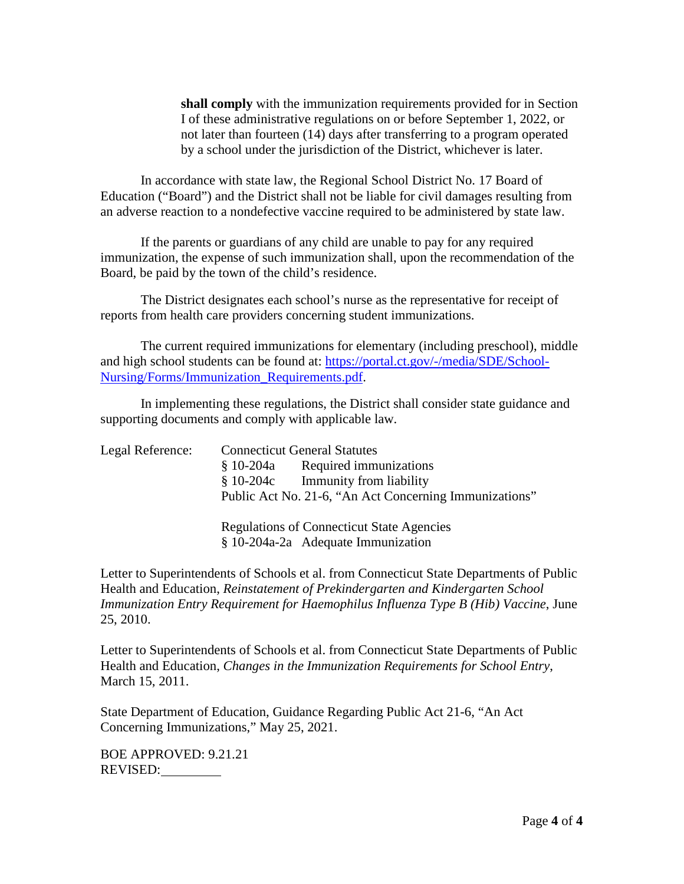**shall comply** with the immunization requirements provided for in Section I of these administrative regulations on or before September 1, 2022, or not later than fourteen (14) days after transferring to a program operated by a school under the jurisdiction of the District, whichever is later.

In accordance with state law, the Regional School District No. 17 Board of Education ("Board") and the District shall not be liable for civil damages resulting from an adverse reaction to a nondefective vaccine required to be administered by state law.

If the parents or guardians of any child are unable to pay for any required immunization, the expense of such immunization shall, upon the recommendation of the Board, be paid by the town of the child's residence.

The District designates each school's nurse as the representative for receipt of reports from health care providers concerning student immunizations.

The current required immunizations for elementary (including preschool), middle and high school students can be found at: [https://portal.ct.gov/-/media/SDE/School-Nursing/Forms/Immunization_Requirements.pdf](https://portal.ct.gov/-/media/SDE/School-Nursing/Forms/Immunization_Requirements.pdf).

In implementing these regulations, the District shall consider state guidance and supporting documents and comply with applicable law.

Legal Reference: Connecticut General Statutes

§ 10-204a Required immunizations

§ 10-204c Immunity from liability

Public Act No. 21-6, "An Act Concerning Immunizations"

Regulations of Connecticut State Agencies

§ 10-204a-2a Adequate Immunization

Letter to Superintendents of Schools et al. from Connecticut State Departments of Public Health and Education, *Reinstatement of Prekindergarten and Kindergarten School Immunization Entry Requirement for Haemophilus Influenza Type B (Hib) Vaccine*, June 25, 2010.

Letter to Superintendents of Schools et al. from Connecticut State Departments of Public Health and Education, *Changes in the Immunization Requirements for School Entry*, March 15, 2011.

State Department of Education, Guidance Regarding Public Act 21-6, "An Act Concerning Immunizations," May 25, 2021.

BOE APPROVED: 9.21.21

REVISED:\_\_\_\_\_\_\_\_\_